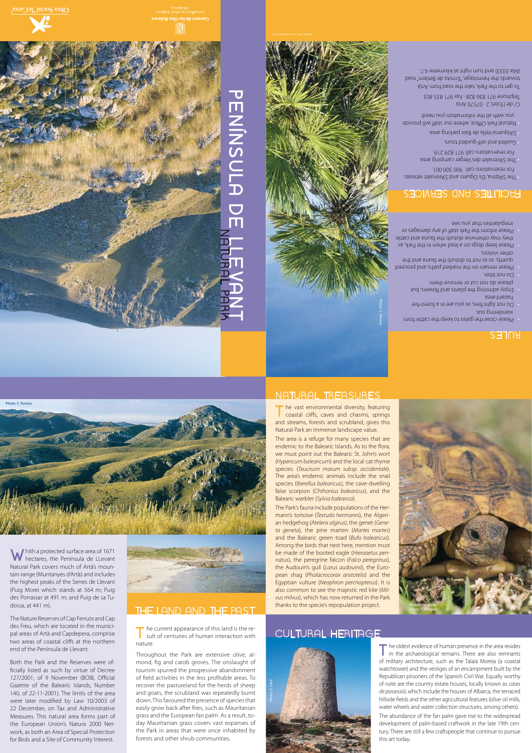# PENÍNSULA DE LLEVANT

## NATURAL PARK

## RULES

- Please close the gates to keep the cattle from wandering out.
- Do not light fires, as you are in a forest-fire hazard area.
- Enjoy admiring the plants and flowers, but please do not cut or remove them.
- Do not litter.
- Please remain on the marked paths and proceed quietly, so as not to disturb the fauna and the other visitors.
- Please keep dogs on a lead when in the Park, as they may otherwise disturb the fauna and cattle.
- Please inform the Park staff of any damages or irregularities that you see.

## FACILITIES AND SERVICES

- The S'Alzina, Els Oguers and S'Arenalet retreats. For reservations call: 900 300 001.
- The S'Arenalet des Verger camping area. For reservations call: 971 829 219.
- Guided and self-guided tours.
- S'Alqueria Vella de Baix parking area.
- Natural Park Office, where our staff will provide you with all the information you need:

C/ de l'Estel, 2 · 07570 Artà

Telephone 971 836 828 · Fax 971 835 803

To get to the Park, take the road from Artà towards the hermitage, "Ermita de Betlem" road (Ma-3333) and turn right at kilometre 4.7.

Photo: S. Torrens

## THE LAND AND THE PAST

With a protected surface area of 1671 hectares, the Peninsula de LLevant Natural Park covers much of Artà's mountain range (Muntanyes d'Artà) and includes the highest peaks of the Serres de Llevant (Puig Morei which stands at 564 m; Puig des Porrassar at 491 m; and Puig de sa Tudossa, at 441 m).

The Nature Reserves of Cap Ferrutx and Cap des Freu, which are located in the municipal areas of Artà and Capdepera, comprise two areas of coastal cliffs at the northern end of the Península de Llevant.

Both the Park and the Reserves were officially listed as such by virtue of Decree 127/2001, of 9 November (BOIB, Official Gazette of the Balearic Islands, Number 140, of 22-11-2001). The limits of the area were later modified by Law 10/2003 of 22 December, on Tax and Administrative Measures. This natural area forms part of the European Union's Natura 2000 Network, as both an Area of Special Protection for Birds and a Site of Community Interest.

Photo: Sebastià Torrens

The current appearance of this land is the result of centuries of human interaction with nature.

Throughout the Park are extensive olive, almond, fig and carob groves. The onslaught of tourism spurred the progressive abandonment of field activities in the less profitable areas. To recover the pastureland for the herds of sheep and goats, the scrubland was repeatedly burnt down. This favoured the presence of species that easily grow back after fires, such as Mauritanian grass and the European fan palm. As a result, today Mauritanian grass covers vast expanses of the Park in areas that were once inhabited by forests and other shrub communities.

## NATURAL TREASURES

The vast environmental diversity, featuring coastal cliffs, caves and chasms, springs and streams, forests and scrubland, gives this Natural Park an immense landscape value.

The area is a refuge for many species that are endemic to the Balearic Islands. As to the flora, we must point out the Balearic St. John's wort (*Hypericum balearicum*) and the local cat thyme species (*Teucrium marum subsp. occidentale*). The area's endemic animals include the snail species (*Iberellus balearicus*), the cave-dwelling false scorpion (*Chthonius balearicus*), and the Balearic warbler (*Sylvia balearica*).

The Park's fauna include populations of the Hermann's tortoise (*Testudo hermanni*), the Algerian hedgehog (*Atelerix algirus*), the genet (*Geneta geneta*), the pine marten (*Martes martes*) and the Balearic green toad (*Bufo balearicus*). Among the birds that nest here, mention must be made of the booted eagle (*Hieraaetus pennatus*), the peregrine falcon (*Falco peregrinus*), the Audouin's gull (*Larus audouinii*), the European shag (*Phalacrocorax aristotelis*) and the Egyptian vulture (*Neophron percnopterus*). It is also common to see the majestic red kite (*Milvus milvus*), which has now returned in the Park thanks to the specie's repopulation project.

*Testudo hermanni*
Photo: C. Artigues

## CULTURAL HERITAGE

Photo: G. Garí

The oldest evidence of human presence in the area resides in the archaeological remains. There are also remnants of military architecture, such as the Talaia Moreia (a coastal watchtower) and the vestiges of an encampment built by the Republican prisoners of the Spanish Civil War. Equally worthy of note are the country estate houses, locally known as *cases de possessió*, which include the houses of Albarca, the terraced hillside fields and the other agricultural features (olive oil mills, water wheels and water collection structures, among others).

The abundance of the fan palm gave rise to the widespread development of palm-based craftwork in the late 19th century. There are still a few craftspeople that continue to pursue this art today.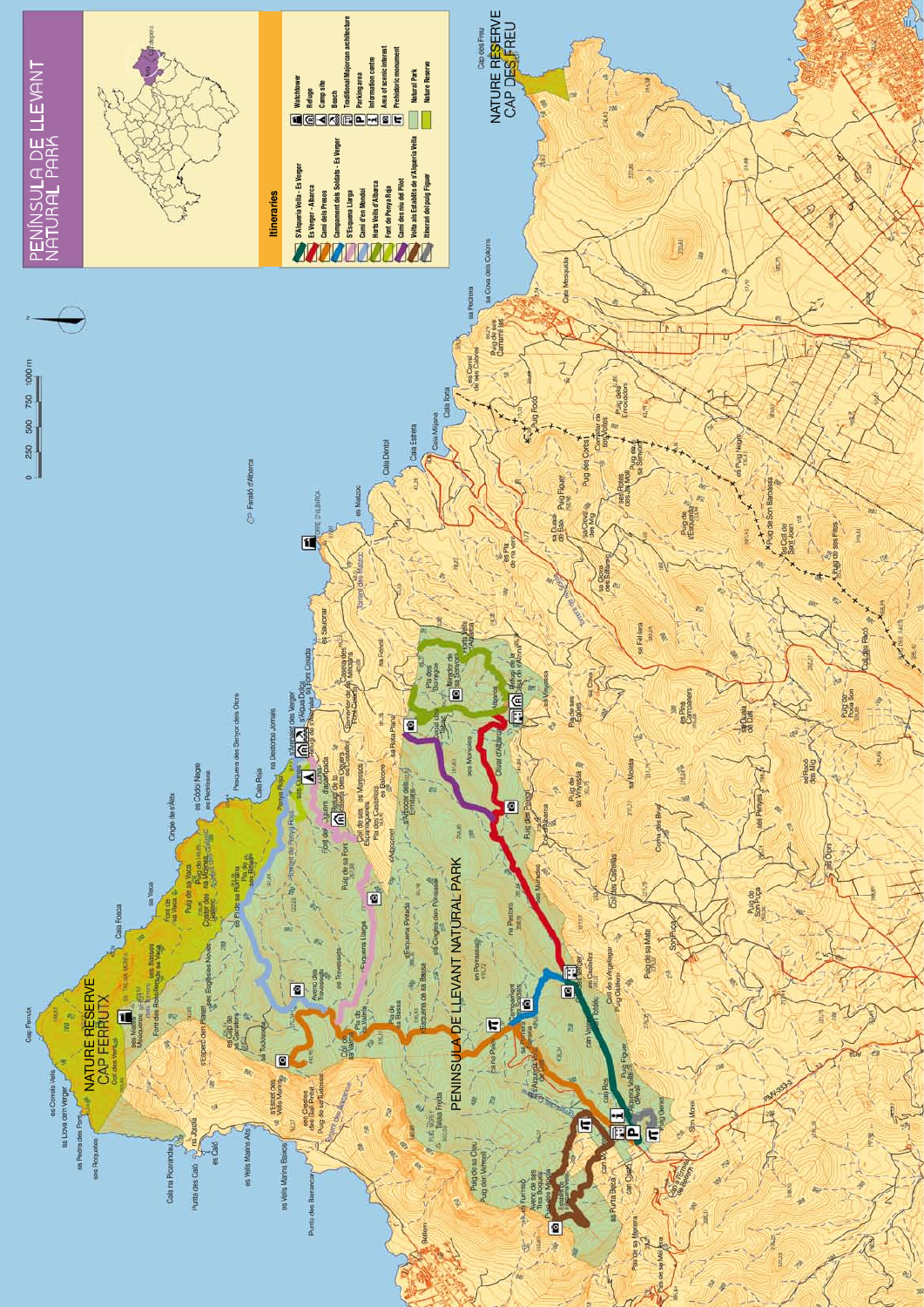# PENÍNSULA DE LLEVANT NATURAL PARK

## Itineraries

- S'Alqueria Vella - Es Verger
- Es Verger - Albarca
- Camí dels Presos
- Campament dels Soldats - Es Verger
- S'Esquena Llarga
- Camí d'en Mondoi
- Horts Vells d'Albarca
- Font de Penya Roja
- Camí des niu del Pilot
- Volta als Establits de s'Alqueria Vella
- Itinerari del puig Figuer

## Legend

- Watchtower
- Refuge
- Camp site
- Beach
- Traditional Majorcan architecture
- Parking area
- Information centre
- Area of scenic interest
- Prehistoric monument
- Natural Park
- Nature Reserve

0 250 500 750 1000 m

NATURE RESERVE CAP FERRUTX

NATURE RESERVE CAP DES FREU

PENÍNSULA DE LLEVANT NATURAL PARK